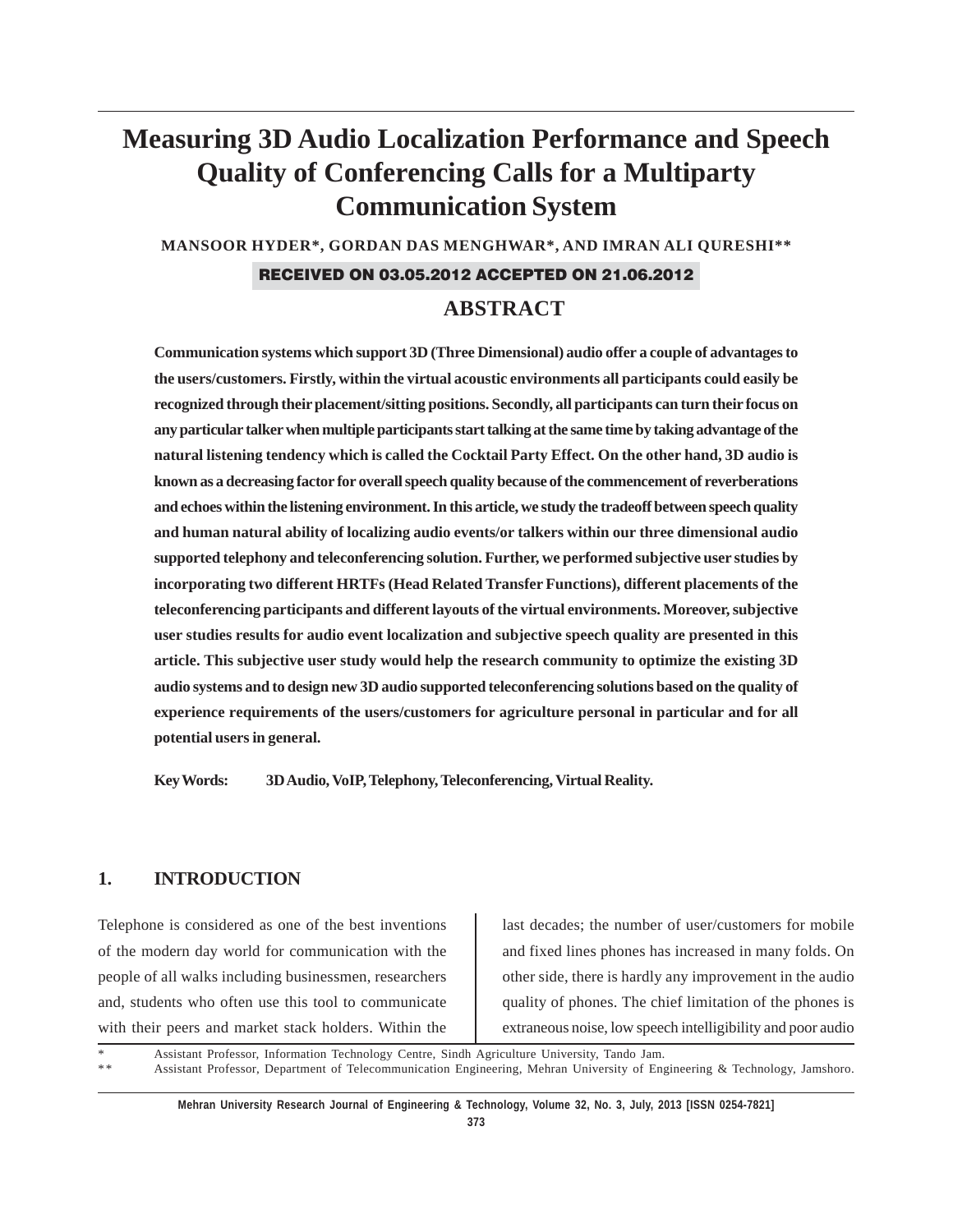# Measuring 3D Audio Localization Performance and Speech Quality of Conferencing Calls for a Multiparty Communication System

**MANSOOR HYDER*, GORDAN DAS MENGHWAR*, AND IMRAN ALI QURESHI****

**RECEIVED ON 03.05.2012 ACCEPTED ON 21.06.2012**

## ABSTRACT

**Communication systems which support 3D (Three Dimensional) audio offer a couple of advantages to the users/customers. Firstly, within the virtual acoustic environments all participants could easily be recognized through their placement/sitting positions. Secondly, all participants can turn their focus on any particular talker when multiple participants start talking at the same time by taking advantage of the natural listening tendency which is called the Cocktail Party Effect. On the other hand, 3D audio is known as a decreasing factor for overall speech quality because of the commencement of reverberations and echoes within the listening environment. In this article, we study the tradeoff between speech quality and human natural ability of localizing audio events/or talkers within our three dimensional audio supported telephony and teleconferencing solution. Further, we performed subjective user studies by incorporating two different HRTFs (Head Related Transfer Functions), different placements of the teleconferencing participants and different layouts of the virtual environments. Moreover, subjective user studies results for audio event localization and subjective speech quality are presented in this article. This subjective user study would help the research community to optimize the existing 3D audio systems and to design new 3D audio supported teleconferencing solutions based on the quality of experience requirements of the users/customers for agriculture personal in particular and for all potential users in general.**

**Key Words: 3D Audio, VoIP, Telephony, Teleconferencing, Virtual Reality.**

## 1. INTRODUCTION

Telephone is considered as one of the best inventions of the modern day world for communication with the people of all walks including businessmen, researchers and, students who often use this tool to communicate with their peers and market stack holders. Within the last decades; the number of user/customers for mobile and fixed lines phones has increased in many folds. On other side, there is hardly any improvement in the audio quality of phones. The chief limitation of the phones is extraneous noise, low speech intelligibility and poor audio

\* Assistant Professor, Information Technology Centre, Sindh Agriculture University, Tando Jam.

\*\* Assistant Professor, Department of Telecommunication Engineering, Mehran University of Engineering & Technology, Jamshoro.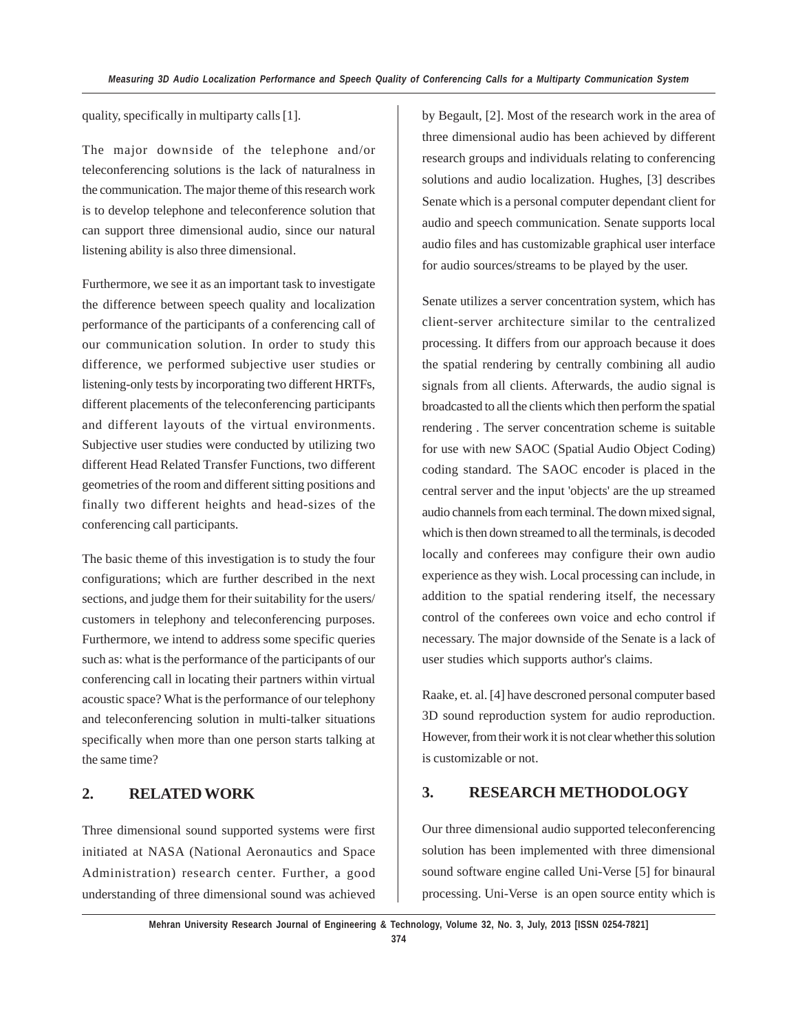quality, specifically in multiparty calls [1].

The major downside of the telephone and/or teleconferencing solutions is the lack of naturalness in the communication. The major theme of this research work is to develop telephone and teleconference solution that can support three dimensional audio, since our natural listening ability is also three dimensional.

Furthermore, we see it as an important task to investigate the difference between speech quality and localization performance of the participants of a conferencing call of our communication solution. In order to study this difference, we performed subjective user studies or listening-only tests by incorporating two different HRTFs, different placements of the teleconferencing participants and different layouts of the virtual environments. Subjective user studies were conducted by utilizing two different Head Related Transfer Functions, two different geometries of the room and different sitting positions and finally two different heights and head-sizes of the conferencing call participants.

The basic theme of this investigation is to study the four configurations; which are further described in the next sections, and judge them for their suitability for the users/customers in telephony and teleconferencing purposes. Furthermore, we intend to address some specific queries such as: what is the performance of the participants of our conferencing call in locating their partners within virtual acoustic space? What is the performance of our telephony and teleconferencing solution in multi-talker situations specifically when more than one person starts talking at the same time?

## 2. RELATED WORK

Three dimensional sound supported systems were first initiated at NASA (National Aeronautics and Space Administration) research center. Further, a good understanding of three dimensional sound was achieved by Begault, [2]. Most of the research work in the area of three dimensional audio has been achieved by different research groups and individuals relating to conferencing solutions and audio localization. Hughes, [3] describes Senate which is a personal computer dependant client for audio and speech communication. Senate supports local audio files and has customizable graphical user interface for audio sources/streams to be played by the user.

Senate utilizes a server concentration system, which has client-server architecture similar to the centralized processing. It differs from our approach because it does the spatial rendering by centrally combining all audio signals from all clients. Afterwards, the audio signal is broadcasted to all the clients which then perform the spatial rendering . The server concentration scheme is suitable for use with new SAOC (Spatial Audio Object Coding) coding standard. The SAOC encoder is placed in the central server and the input 'objects' are the up streamed audio channels from each terminal. The down mixed signal, which is then down streamed to all the terminals, is decoded locally and conferees may configure their own audio experience as they wish. Local processing can include, in addition to the spatial rendering itself, the necessary control of the conferees own voice and echo control if necessary. The major downside of the Senate is a lack of user studies which supports author's claims.

Raake, et. al. [4] have descroned personal computer based 3D sound reproduction system for audio reproduction. However, from their work it is not clear whether this solution is customizable or not.

## 3. RESEARCH METHODOLOGY

Our three dimensional audio supported teleconferencing solution has been implemented with three dimensional sound software engine called Uni-Verse [5] for binaural processing. Uni-Verse is an open source entity which is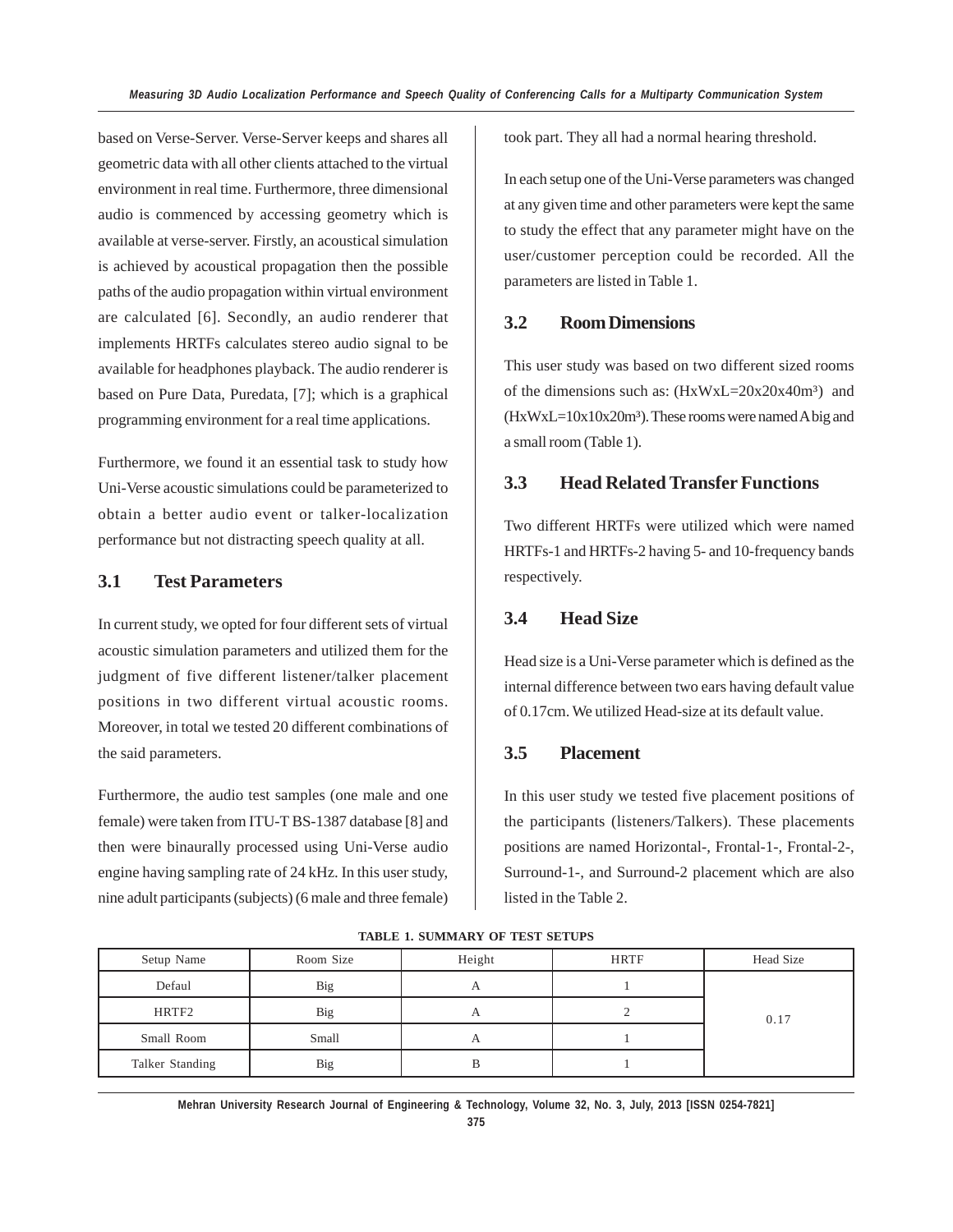based on Verse-Server. Verse-Server keeps and shares all geometric data with all other clients attached to the virtual environment in real time. Furthermore, three dimensional audio is commenced by accessing geometry which is available at verse-server. Firstly, an acoustical simulation is achieved by acoustical propagation then the possible paths of the audio propagation within virtual environment are calculated [6]. Secondly, an audio renderer that implements HRTFs calculates stereo audio signal to be available for headphones playback. The audio renderer is based on Pure Data, Puredata, [7]; which is a graphical programming environment for a real time applications.

Furthermore, we found it an essential task to study how Uni-Verse acoustic simulations could be parameterized to obtain a better audio event or talker-localization performance but not distracting speech quality at all.

### 3.1 Test Parameters

In current study, we opted for four different sets of virtual acoustic simulation parameters and utilized them for the judgment of five different listener/talker placement positions in two different virtual acoustic rooms. Moreover, in total we tested 20 different combinations of the said parameters.

Furthermore, the audio test samples (one male and one female) were taken from ITU-T BS-1387 database [8] and then were binaurally processed using Uni-Verse audio engine having sampling rate of 24 kHz. In this user study, nine adult participants (subjects) (6 male and three female) took part. They all had a normal hearing threshold.

In each setup one of the Uni-Verse parameters was changed at any given time and other parameters were kept the same to study the effect that any parameter might have on the user/customer perception could be recorded. All the parameters are listed in Table 1.

### 3.2 Room Dimensions

This user study was based on two different sized rooms of the dimensions such as: (HxWxL=20x20x40m$^3$) and (HxWxL=10x10x20m$^3$). These rooms were named A big and a small room (Table 1).

### 3.3 Head Related Transfer Functions

Two different HRTFs were utilized which were named HRTFs-1 and HRTFs-2 having 5- and 10-frequency bands respectively.

### 3.4 Head Size

Head size is a Uni-Verse parameter which is defined as the internal difference between two ears having default value of 0.17cm. We utilized Head-size at its default value.

### 3.5 Placement

In this user study we tested five placement positions of the participants (listeners/Talkers). These placements positions are named Horizontal-, Frontal-1-, Frontal-2-, Surround-1-, and Surround-2 placement which are also listed in the Table 2.

TABLE 1. SUMMARY OF TEST SETUPS

| Setup Name | Room Size | Height | HRTF | Head Size |
|---|---|---|---|---|
| Defaul | Big | A | 1 | 0.17 |
| HRTF2 | Big | A | 2 | |
| Small Room | Small | A | 1 | |
| Talker Standing | Big | B | 1 | |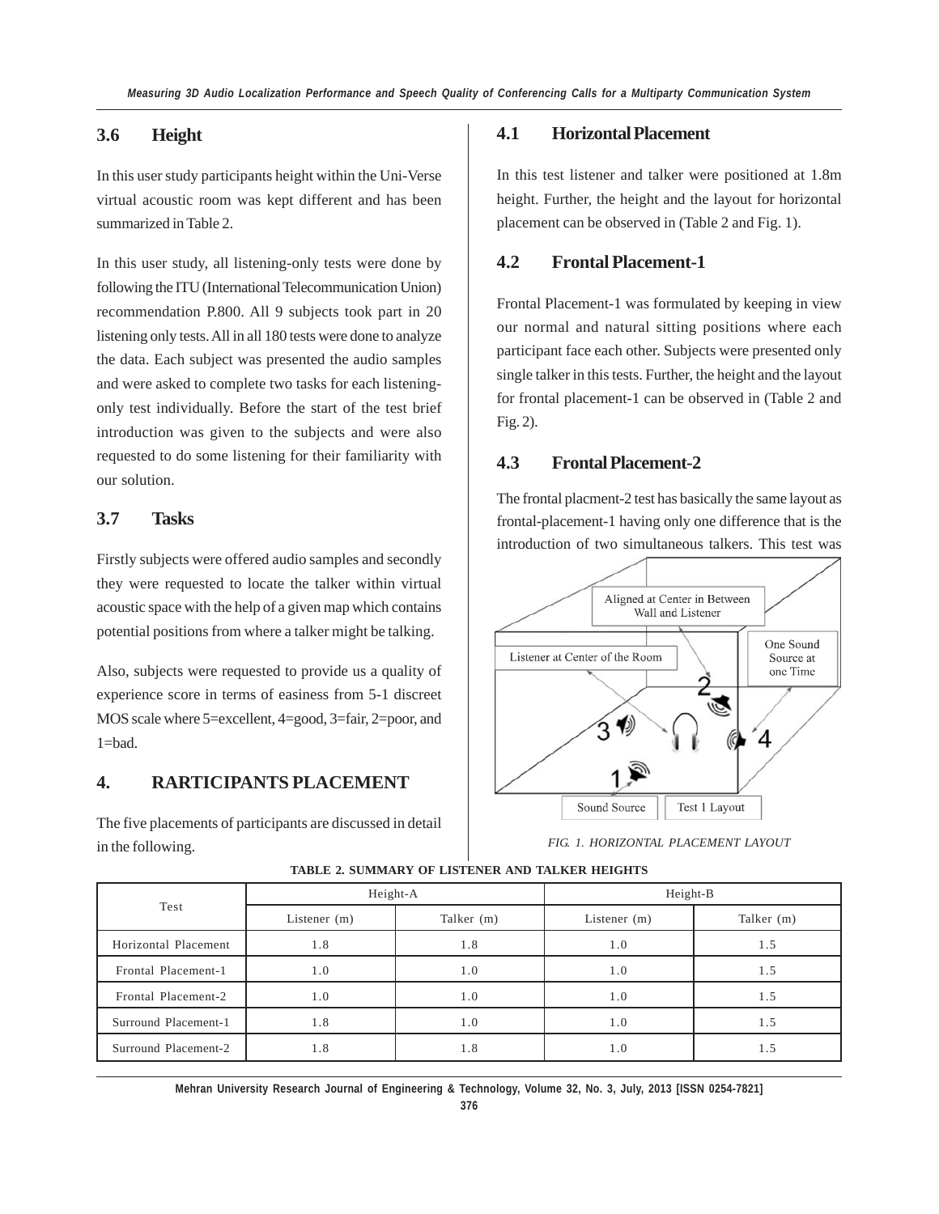### 3.6 Height

In this user study participants height within the Uni-Verse virtual acoustic room was kept different and has been summarized in Table 2.

In this user study, all listening-only tests were done by following the ITU (International Telecommunication Union) recommendation P.800. All 9 subjects took part in 20 listening only tests. All in all 180 tests were done to analyze the data. Each subject was presented the audio samples and were asked to complete two tasks for each listening-only test individually. Before the start of the test brief introduction was given to the subjects and were also requested to do some listening for their familiarity with our solution.

### 3.7 Tasks

Firstly subjects were offered audio samples and secondly they were requested to locate the talker within virtual acoustic space with the help of a given map which contains potential positions from where a talker might be talking.

Also, subjects were requested to provide us a quality of experience score in terms of easiness from 5-1 discreet MOS scale where 5=excellent, 4=good, 3=fair, 2=poor, and 1=bad.

## 4. RARTICIPANTS PLACEMENT

The five placements of participants are discussed in detail in the following.

### 4.1 Horizontal Placement

In this test listener and talker were positioned at 1.8m height. Further, the height and the layout for horizontal placement can be observed in (Table 2 and Fig. 1).

### 4.2 Frontal Placement-1

Frontal Placement-1 was formulated by keeping in view our normal and natural sitting positions where each participant face each other. Subjects were presented only single talker in this tests. Further, the height and the layout for frontal placement-1 can be observed in (Table 2 and Fig. 2).

### 4.3 Frontal Placement-2

The frontal placment-2 test has basically the same layout as frontal-placement-1 having only one difference that is the introduction of two simultaneous talkers. This test was

Aligned at Center in Between Wall and Listener

Listener at Center of the Room

One Sound Source at one Time

Sound Source

Test 1 Layout

FIG. 1. HORIZONTAL PLACEMENT LAYOUT

TABLE 2. SUMMARY OF LISTENER AND TALKER HEIGHTS

| Test | Height-A | | Height-B | |
|---|---|---|---|---|
| | Listener (m) | Talker (m) | Listener (m) | Talker (m) |
| Horizontal Placement | 1.8 | 1.8 | 1.0 | 1.5 |
| Frontal Placement-1 | 1.0 | 1.0 | 1.0 | 1.5 |
| Frontal Placement-2 | 1.0 | 1.0 | 1.0 | 1.5 |
| Surround Placement-1 | 1.8 | 1.0 | 1.0 | 1.5 |
| Surround Placement-2 | 1.8 | 1.8 | 1.0 | 1.5 |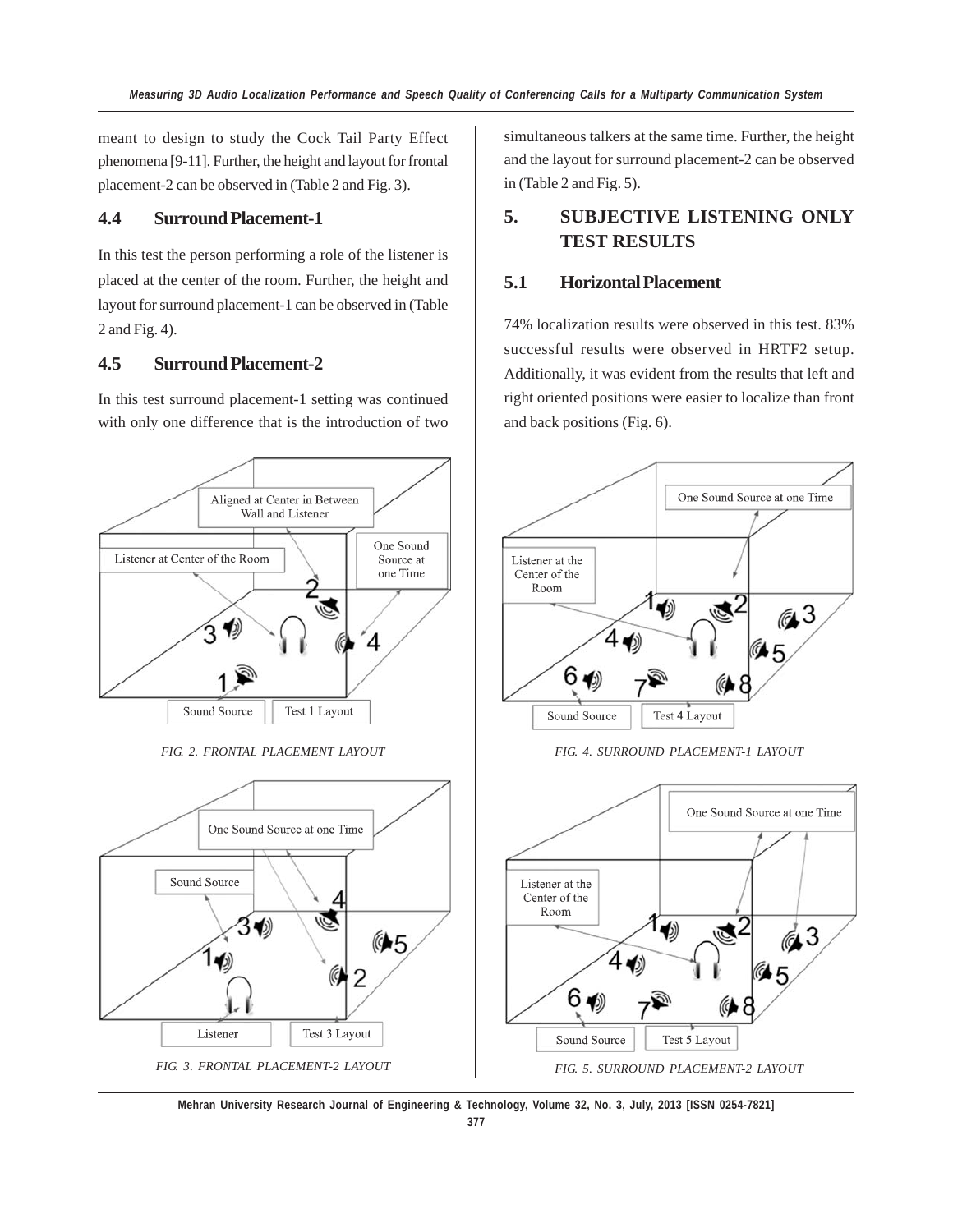meant to design to study the Cock Tail Party Effect phenomena [9-11]. Further, the height and layout for frontal placement-2 can be observed in (Table 2 and Fig. 3).

### 4.4 Surround Placement-1

In this test the person performing a role of the listener is placed at the center of the room. Further, the height and layout for surround placement-1 can be observed in (Table 2 and Fig. 4).

### 4.5 Surround Placement-2

In this test surround placement-1 setting was continued with only one difference that is the introduction of two simultaneous talkers at the same time. Further, the height and the layout for surround placement-2 can be observed in (Table 2 and Fig. 5).

FIG. 2. FRONTAL PLACEMENT LAYOUT

FIG. 3. FRONTAL PLACEMENT-2 LAYOUT

## 5. SUBJECTIVE LISTENING ONLY TEST RESULTS

### 5.1 Horizontal Placement

74% localization results were observed in this test. 83% successful results were observed in HRTF2 setup. Additionally, it was evident from the results that left and right oriented positions were easier to localize than front and back positions (Fig. 6).

FIG. 4. SURROUND PLACEMENT-1 LAYOUT

FIG. 5. SURROUND PLACEMENT-2 LAYOUT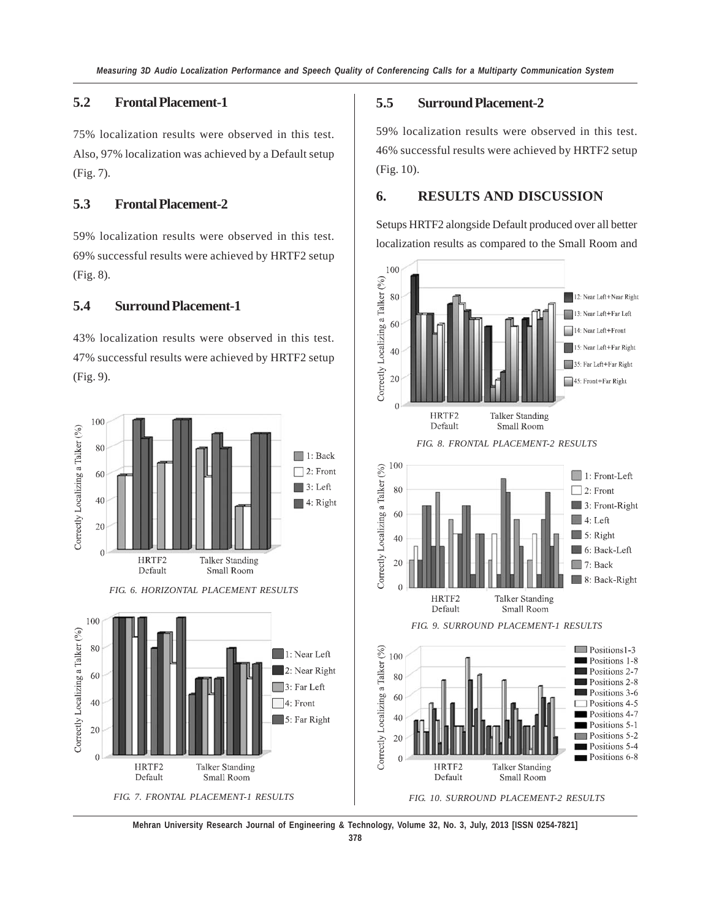## 5.2 Frontal Placement-1

75% localization results were observed in this test. Also, 97% localization was achieved by a Default setup (Fig. 7).

## 5.3 Frontal Placement-2

59% localization results were observed in this test. 69% successful results were achieved by HRTF2 setup (Fig. 8).

## 5.4 Surround Placement-1

43% localization results were observed in this test. 47% successful results were achieved by HRTF2 setup (Fig. 9).

*FIG. 6. HORIZONTAL PLACEMENT RESULTS*

*FIG. 7. FRONTAL PLACEMENT-1 RESULTS*

## 5.5 Surround Placement-2

59% localization results were observed in this test. 46% successful results were achieved by HRTF2 setup (Fig. 10).

## 6. RESULTS AND DISCUSSION

Setups HRTF2 alongside Default produced over all better localization results as compared to the Small Room and

*FIG. 8. FRONTAL PLACEMENT-2 RESULTS*

*FIG. 9. SURROUND PLACEMENT-1 RESULTS*

*FIG. 10. SURROUND PLACEMENT-2 RESULTS*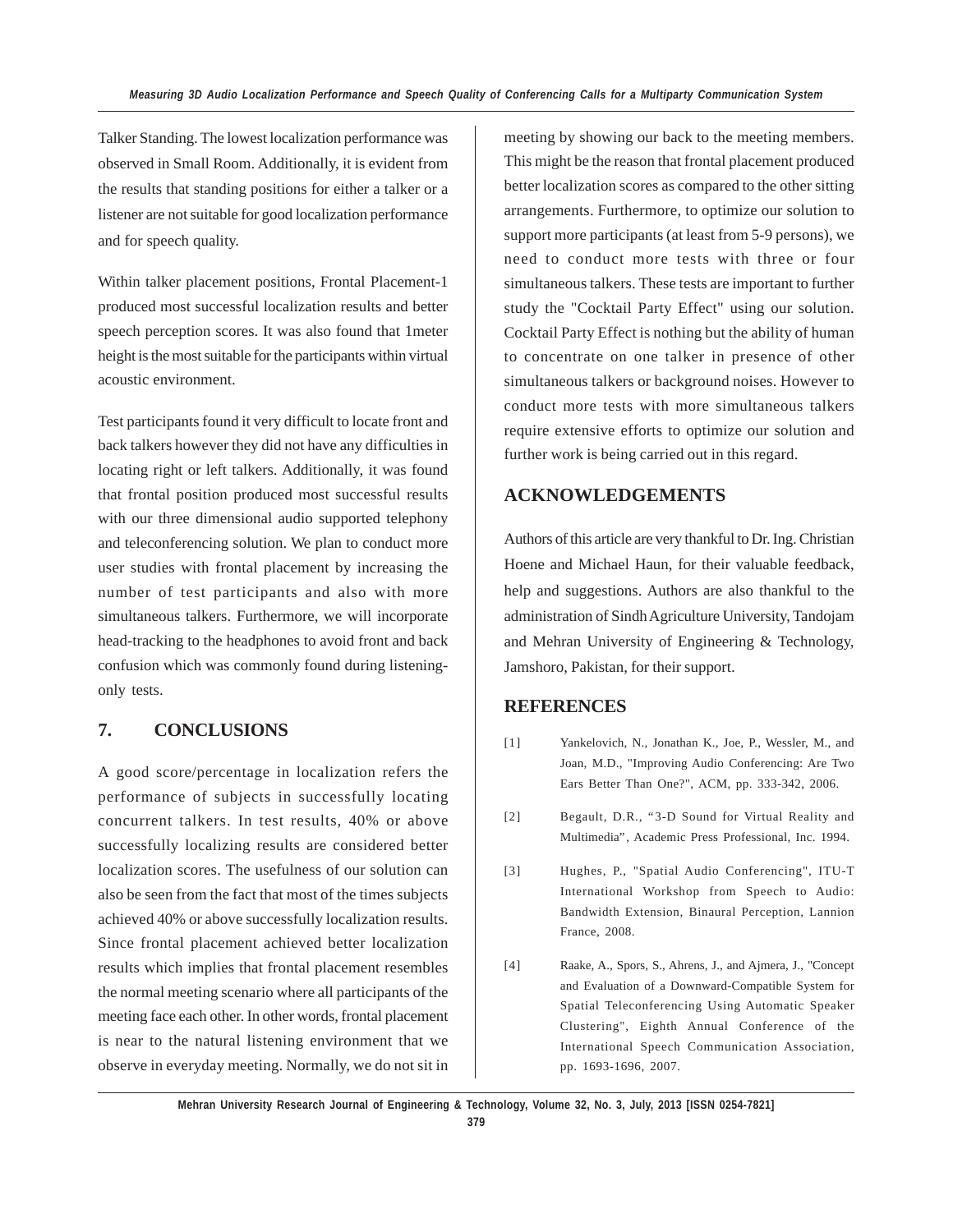Talker Standing. The lowest localization performance was observed in Small Room. Additionally, it is evident from the results that standing positions for either a talker or a listener are not suitable for good localization performance and for speech quality.

Within talker placement positions, Frontal Placement-1 produced most successful localization results and better speech perception scores. It was also found that 1meter height is the most suitable for the participants within virtual acoustic environment.

Test participants found it very difficult to locate front and back talkers however they did not have any difficulties in locating right or left talkers. Additionally, it was found that frontal position produced most successful results with our three dimensional audio supported telephony and teleconferencing solution. We plan to conduct more user studies with frontal placement by increasing the number of test participants and also with more simultaneous talkers. Furthermore, we will incorporate head-tracking to the headphones to avoid front and back confusion which was commonly found during listening-only tests.

## 7. CONCLUSIONS

A good score/percentage in localization refers the performance of subjects in successfully locating concurrent talkers. In test results, 40% or above successfully localizing results are considered better localization scores. The usefulness of our solution can also be seen from the fact that most of the times subjects achieved 40% or above successfully localization results. Since frontal placement achieved better localization results which implies that frontal placement resembles the normal meeting scenario where all participants of the meeting face each other. In other words, frontal placement is near to the natural listening environment that we observe in everyday meeting. Normally, we do not sit in meeting by showing our back to the meeting members. This might be the reason that frontal placement produced better localization scores as compared to the other sitting arrangements. Furthermore, to optimize our solution to support more participants (at least from 5-9 persons), we need to conduct more tests with three or four simultaneous talkers. These tests are important to further study the "Cocktail Party Effect" using our solution. Cocktail Party Effect is nothing but the ability of human to concentrate on one talker in presence of other simultaneous talkers or background noises. However to conduct more tests with more simultaneous talkers require extensive efforts to optimize our solution and further work is being carried out in this regard.

## ACKNOWLEDGEMENTS

Authors of this article are very thankful to Dr. Ing. Christian Hoene and Michael Haun, for their valuable feedback, help and suggestions. Authors are also thankful to the administration of Sindh Agriculture University, Tandojam and Mehran University of Engineering & Technology, Jamshoro, Pakistan, for their support.

## REFERENCES

[1] Yankelovich, N., Jonathan K., Joe, P., Wessler, M., and Joan, M.D., "Improving Audio Conferencing: Are Two Ears Better Than One?", ACM, pp. 333-342, 2006.

[2] Begault, D.R., "3-D Sound for Virtual Reality and Multimedia", Academic Press Professional, Inc. 1994.

[3] Hughes, P., "Spatial Audio Conferencing", ITU-T International Workshop from Speech to Audio: Bandwidth Extension, Binaural Perception, Lannion France, 2008.

[4] Raake, A., Spors, S., Ahrens, J., and Ajmera, J., "Concept and Evaluation of a Downward-Compatible System for Spatial Teleconferencing Using Automatic Speaker Clustering", Eighth Annual Conference of the International Speech Communication Association, pp. 1693-1696, 2007.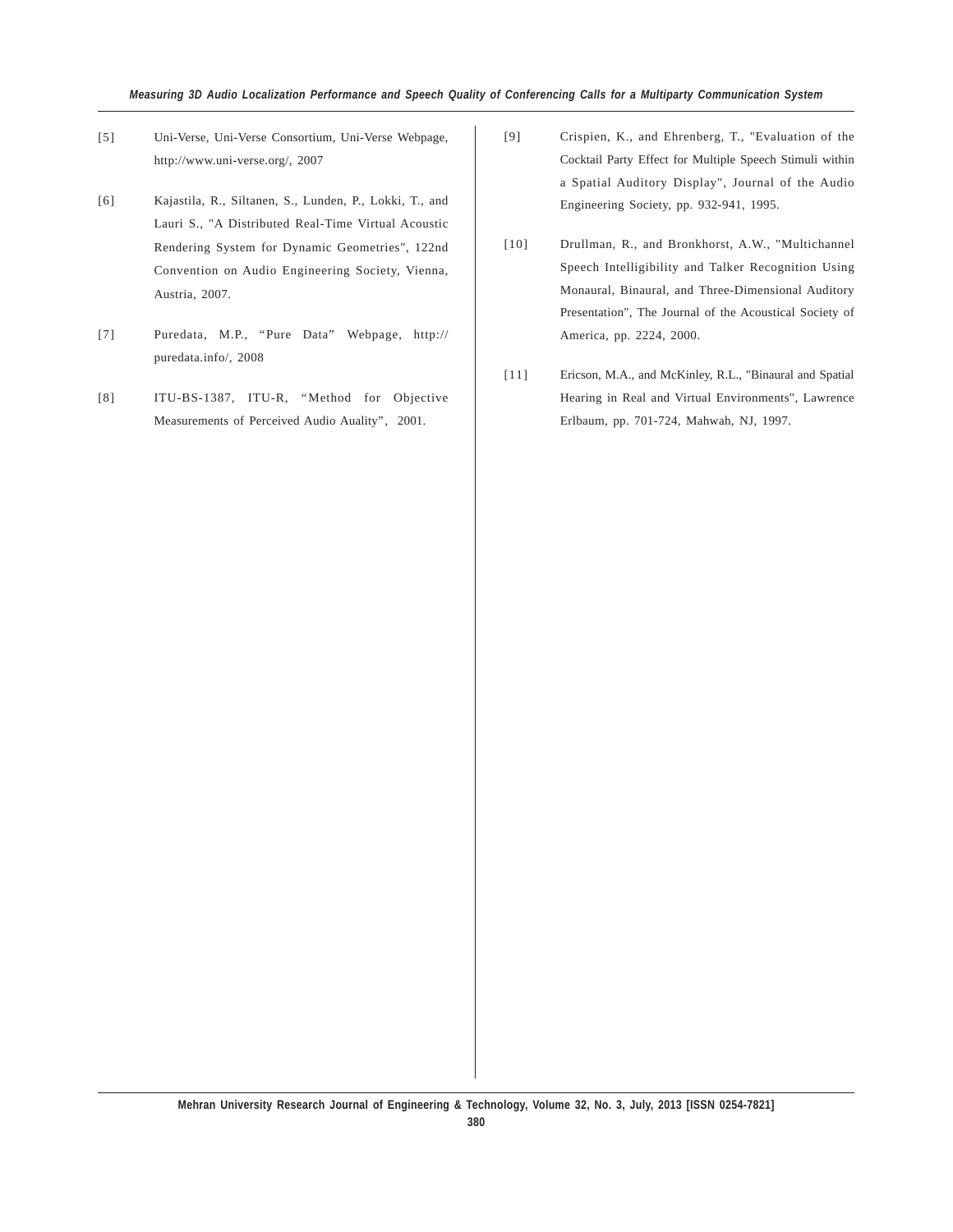[5] Uni-Verse, Uni-Verse Consortium, Uni-Verse Webpage, http://www.uni-verse.org/, 2007

[6] Kajastila, R., Siltanen, S., Lunden, P., Lokki, T., and Lauri S., "A Distributed Real-Time Virtual Acoustic Rendering System for Dynamic Geometries", 122nd Convention on Audio Engineering Society, Vienna, Austria, 2007.

[7] Puredata, M.P., "Pure Data" Webpage, http://puredata.info/, 2008

[8] ITU-BS-1387, ITU-R, "Method for Objective Measurements of Perceived Audio Auality", 2001.

[9] Crispien, K., and Ehrenberg, T., "Evaluation of the Cocktail Party Effect for Multiple Speech Stimuli within a Spatial Auditory Display", Journal of the Audio Engineering Society, pp. 932-941, 1995.

[10] Drullman, R., and Bronkhorst, A.W., "Multichannel Speech Intelligibility and Talker Recognition Using Monaural, Binaural, and Three-Dimensional Auditory Presentation", The Journal of the Acoustical Society of America, pp. 2224, 2000.

[11] Ericson, M.A., and McKinley, R.L., "Binaural and Spatial Hearing in Real and Virtual Environments", Lawrence Erlbaum, pp. 701-724, Mahwah, NJ, 1997.